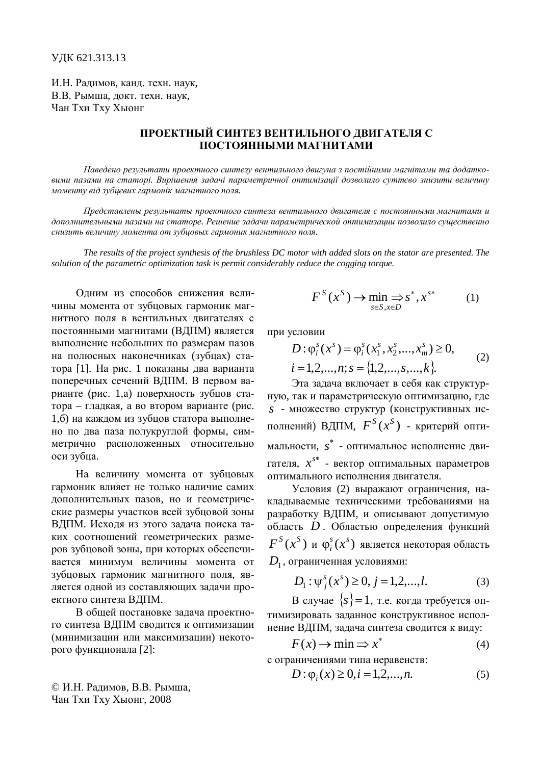УДК 621.313.13

И.Н. Радимов, канд. техн. наук,
В.В. Рымша, докт. техн. наук,
Чан Тхи Тху Хыонг

# ПРОЕКТНЫЙ СИНТЕЗ ВЕНТИЛЬНОГО ДВИГАТЕЛЯ С ПОСТОЯННЫМИ МАГНИТАМИ

*Наведено результати проектного синтезу вентильного двигуна з постійними магнітами та додатковими пазами на статорі. Вирішення задачі параметричної оптимізації дозволило суттєво знизити величину моменту від зубцевих гармонік магнітного поля.*

*Представлены результаты проектного синтеза вентильного двигателя с постоянными магнитами и дополнительными пазами на статоре. Решение задачи параметрической оптимизации позволило существенно снизить величину момента от зубцовых гармоник магнитного поля.*

*The results of the project synthesis of the brushless DC motor with added slots on the stator are presented. The solution of the parametric optimization task is permit considerably reduce the cogging torque.*

Одним из способов снижения величины момента от зубцовых гармоник магнитного поля в вентильных двигателях с постоянными магнитами (ВДПМ) является выполнение небольших по размерам пазов на полюсных наконечниках (зубцах) статора [1]. На рис. 1 показаны два варианта поперечных сечений ВДПМ. В первом варианте (рис. 1,а) поверхность зубцов статора – гладкая, а во втором варианте (рис. 1,б) на каждом из зубцов статора выполнено по два паза полукруглой формы, симметрично расположенных относительно оси зубца.

На величину момента от зубцовых гармоник влияет не только наличие самих дополнительных пазов, но и геометрические размеры участков всей зубцовой зоны ВДПМ. Исходя из этого задача поиска таких соотношений геометрических размеров зубцовой зоны, при которых обеспечивается минимум величины момента от зубцовых гармоник магнитного поля, является одной из составляющих задачи проектного синтеза ВДПМ.

В общей постановке задача проектного синтеза ВДПМ сводится к оптимизации (минимизации или максимизации) некоторого функционала [2]:

$$F^S(x^S) \to \min_{s \in S, x \in D} \Rightarrow s^*, x^{s*} \qquad (1)$$

при условии

$$D: \varphi_i^s(x^s) = \varphi_i^s(x_1^s, x_2^s, ..., x_m^s) \geq 0, \\ i = 1,2,...,n; s = \{1,2,...,s,...,k\}. \qquad (2)$$

Эта задача включает в себя как структурную, так и параметрическую оптимизацию, где $S$ - множество структур (конструктивных исполнений) ВДПМ, $F^S(x^S)$ - критерий оптимальности, $s^*$ - оптимальное исполнение двигателя, $x^{s*}$ - вектор оптимальных параметров оптимального исполнения двигателя.

Условия (2) выражают ограничения, накладываемые техническими требованиями на разработку ВДПМ, и описывают допустимую область $D$. Областью определения функций $F^S(x^S)$ и $\varphi_i^s(x^s)$ является некоторая область $D_1$, ограниченная условиями:

$$D_1: \psi_j^s(x^s) \geq 0, j = 1,2,...,l. \qquad (3)$$

В случае $\{s\} = 1$, т.е. когда требуется оптимизировать заданное конструктивное исполнение ВДПМ, задача синтеза сводится к виду:

$$F(x) \to \min \Rightarrow x^* \qquad (4)$$

с ограничениями типа неравенств:

$$D: \varphi_i(x) \geq 0, i = 1,2,...,n. \qquad (5)$$

© И.Н. Радимов, В.В. Рымша, Чан Тхи Тху Хыонг, 2008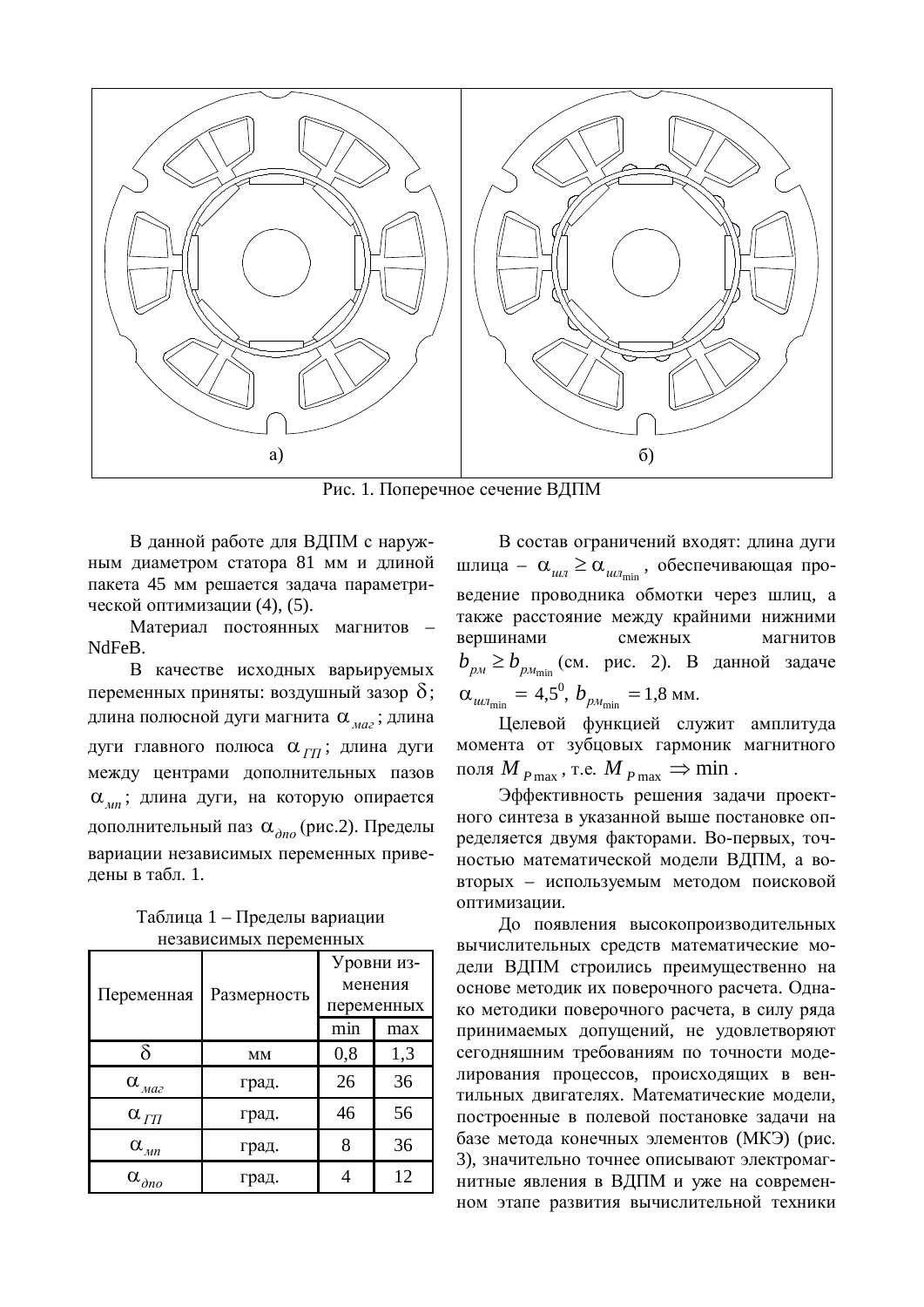а) б)

Рис. 1. Поперечное сечение ВДПМ

В данной работе для ВДПМ с наружным диаметром статора 81 мм и длиной пакета 45 мм решается задача параметрической оптимизации (4), (5).

Материал постоянных магнитов – NdFeB.

В качестве исходных варьируемых переменных приняты: воздушный зазор $\delta$; длина полюсной дуги магнита $\alpha_{маг}$; длина дуги главного полюса $\alpha_{ГП}$; длина дуги между центрами дополнительных пазов $\alpha_{мп}$; длина дуги, на которую опирается дополнительный паз $\alpha_{дпо}$ (рис.2). Пределы вариации независимых переменных приведены в табл. 1.

Таблица 1 – Пределы вариации независимых переменных

| Переменная | Размерность | Уровни изменения переменных | |
|---|---|---|---|
| | | min | max |
| $\delta$ | мм | 0,8 | 1,3 |
| $\alpha_{маг}$ | град. | 26 | 36 |
| $\alpha_{ГП}$ | град. | 46 | 56 |
| $\alpha_{мп}$ | град. | 8 | 36 |
| $\alpha_{дпо}$ | град. | 4 | 12 |

В состав ограничений входят: длина дуги шлица – $\alpha_{шл} \geq \alpha_{шл_{\min}}$, обеспечивающая проведение проводника обмотки через шлиц, а также расстояние между крайними нижними вершинами смежных магнитов $b_{рм} \geq b_{рм_{\min}}$ (см. рис. 2). В данной задаче $\alpha_{шл_{\min}} = 4{,}5^0$, $b_{рм_{\min}} = 1{,}8$ мм.

Целевой функцией служит амплитуда момента от зубцовых гармоник магнитного поля $M_{P\max}$, т.е. $M_{P\max} \Rightarrow \min$.

Эффективность решения задачи проектного синтеза в указанной выше постановке определяется двумя факторами. Во-первых, точностью математической модели ВДПМ, а во-вторых – используемым методом поисковой оптимизации.

До появления высокопроизводительных вычислительных средств математические модели ВДПМ строились преимущественно на основе методик их поверочного расчета. Однако методики поверочного расчета, в силу ряда принимаемых допущений, не удовлетворяют сегодняшним требованиям по точности моделирования процессов, происходящих в вентильных двигателях. Математические модели, построенные в полевой постановке задачи на базе метода конечных элементов (МКЭ) (рис. 3), значительно точнее описывают электромагнитные явления в ВДПМ и уже на современном этапе развития вычислительной техники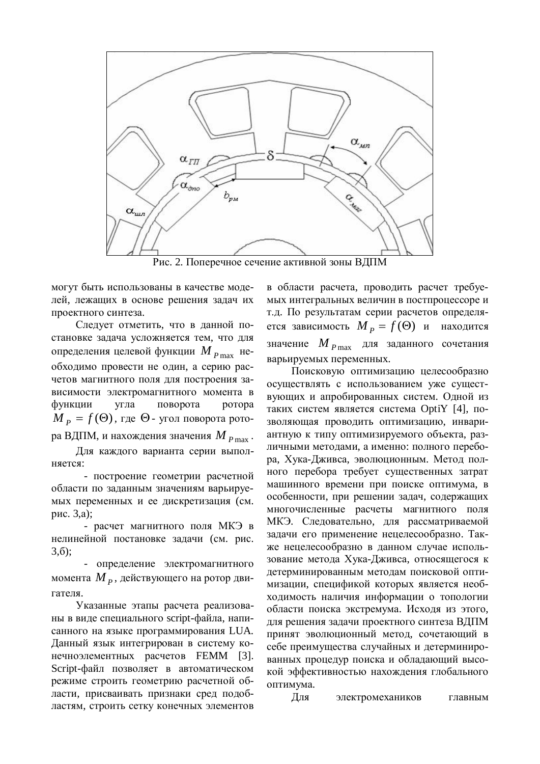Рис. 2. Поперечное сечение активной зоны ВДПМ

могут быть использованы в качестве моделей, лежащих в основе решения задач их проектного синтеза.

Следует отметить, что в данной постановке задача усложняется тем, что для определения целевой функции $M_{P\max}$ необходимо провести не один, а серию расчетов магнитного поля для построения зависимости электромагнитного момента в функции угла поворота ротора $M_P = f(\Theta)$, где $\Theta$ - угол поворота ротора ВДПМ, и нахождения значения $M_{P\max}$.

Для каждого варианта серии выполняется:

- построение геометрии расчетной области по заданным значениям варьируемых переменных и ее дискретизация (см. рис. 3,а);
- расчет магнитного поля МКЭ в нелинейной постановке задачи (см. рис. 3,б);
- определение электромагнитного момента $M_P$, действующего на ротор двигателя.

Указанные этапы расчета реализованы в виде специального script-файла, написанного на языке программирования LUA. Данный язык интегрирован в систему конечноэлементных расчетов FEMM [3]. Script-файл позволяет в автоматическом режиме строить геометрию расчетной области, присваивать признаки сред подобластям, строить сетку конечных элементов в области расчета, проводить расчет требуемых интегральных величин в постпроцессоре и т.д. По результатам серии расчетов определяется зависимость $M_P = f(\Theta)$ и находится значение $M_{P\max}$ для заданного сочетания варьируемых переменных.

Поисковую оптимизацию целесообразно осуществлять с использованием уже существующих и апробированных систем. Одной из таких систем является система OptiY [4], позволяющая проводить оптимизацию, инвариантную к типу оптимизируемого объекта, различными методами, а именно: полного перебора, Хука-Дживса, эволюционным. Метод полного перебора требует существенных затрат машинного времени при поиске оптимума, в особенности, при решении задач, содержащих многочисленные расчеты магнитного поля МКЭ. Следовательно, для рассматриваемой задачи его применение нецелесообразно. Также нецелесообразно в данном случае использование метода Хука-Дживса, относящегося к детерминированным методам поисковой оптимизации, спецификой которых является необходимость наличия информации о топологии области поиска экстремума. Исходя из этого, для решения задачи проектного синтеза ВДПМ принят эволюционный метод, сочетающий в себе преимущества случайных и детерминированных процедур поиска и обладающий высокой эффективностью нахождения глобального оптимума.

Для электромехаников главным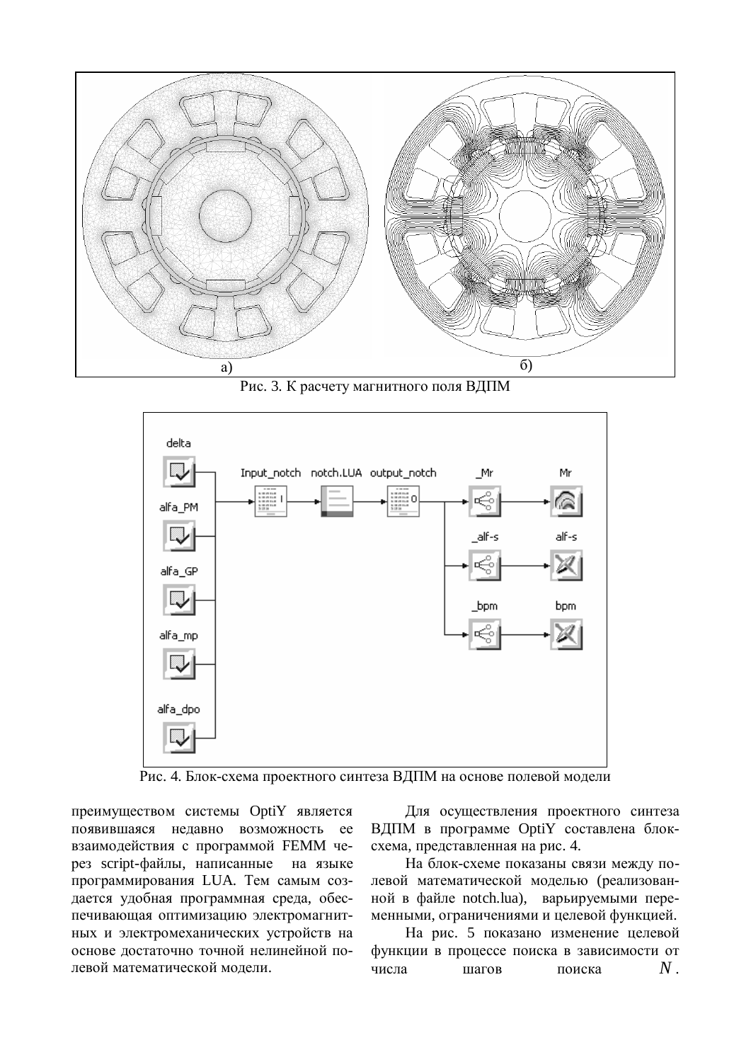Рис. 3. К расчету магнитного поля ВДПМ

Рис. 4. Блок-схема проектного синтеза ВДПМ на основе полевой модели

преимуществом системы OptiY является появившаяся недавно возможность ее взаимодействия с программой FEMM через script-файлы, написанные на языке программирования LUA. Тем самым создается удобная программная среда, обеспечивающая оптимизацию электромагнитных и электромеханических устройств на основе достаточно точной нелинейной полевой математической модели.

Для осуществления проектного синтеза ВДПМ в программе OptiY составлена блок-схема, представленная на рис. 4.

На блок-схеме показаны связи между полевой математической моделью (реализованной в файле notch.lua), варьируемыми переменными, ограничениями и целевой функцией.

На рис. 5 показано изменение целевой функции в процессе поиска в зависимости от числа шагов поиска $N$.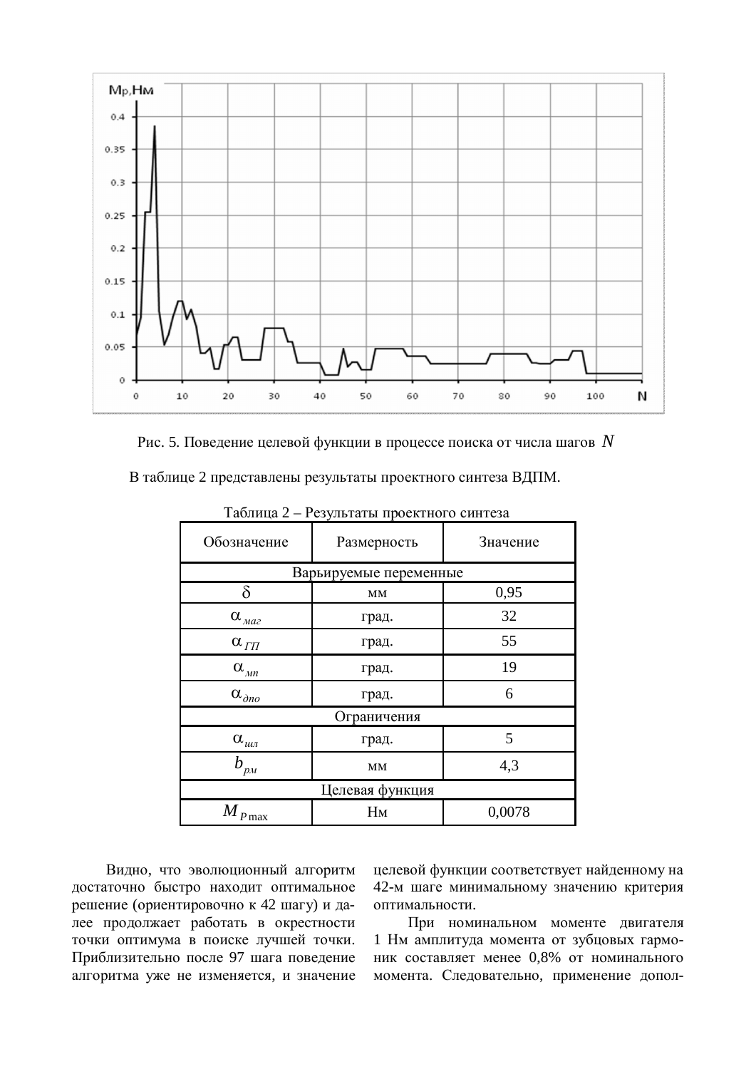Рис. 5. Поведение целевой функции в процессе поиска от числа шагов $N$

В таблице 2 представлены результаты проектного синтеза ВДПМ.

Таблица 2 – Результаты проектного синтеза

| Обозначение | Размерность | Значение |
|---|---|---|
| Варьируемые переменные | | |
| $\delta$ | мм | 0,95 |
| $\alpha_{маг}$ | град. | 32 |
| $\alpha_{ГП}$ | град. | 55 |
| $\alpha_{мп}$ | град. | 19 |
| $\alpha_{дпо}$ | град. | 6 |
| Ограничения | | |
| $\alpha_{шл}$ | град. | 5 |
| $b_{рм}$ | мм | 4,3 |
| Целевая функция | | |
| $M_{P\max}$ | Нм | 0,0078 |

Видно, что эволюционный алгоритм достаточно быстро находит оптимальное решение (ориентировочно к 42 шагу) и далее продолжает работать в окрестности точки оптимума в поиске лучшей точки. Приблизительно после 97 шага поведение алгоритма уже не изменяется, и значение целевой функции соответствует найденному на 42-м шаге минимальному значению критерия оптимальности.

При номинальном моменте двигателя 1 Нм амплитуда момента от зубцовых гармоник составляет менее 0,8% от номинального момента. Следовательно, применение допол-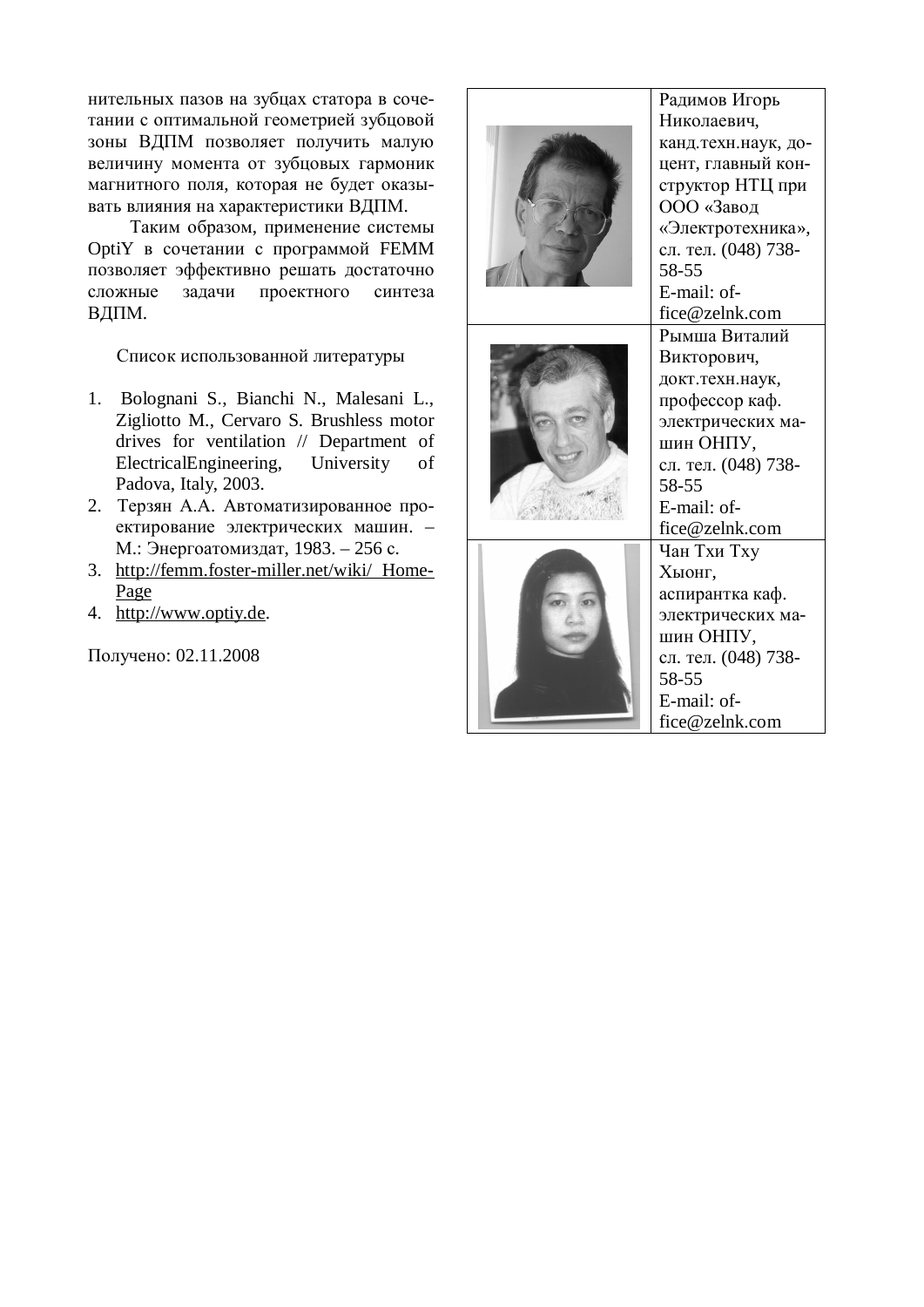нительных пазов на зубцах статора в сочетании с оптимальной геометрией зубцовой зоны ВДПМ позволяет получить малую величину момента от зубцовых гармоник магнитного поля, которая не будет оказывать влияния на характеристики ВДПМ.

Таким образом, применение системы OptiY в сочетании с программой FEMM позволяет эффективно решать достаточно сложные задачи проектного синтеза ВДПМ.

Список использованной литературы

1. Bolognani S., Bianchi N., Malesani L., Zigliotto M., Cervaro S. Brushless motor drives for ventilation // Department of ElectricalEngineering, University of Padova, Italy, 2003.
2. Терзян А.А. Автоматизированное проектирование электрических машин. – М.: Энергоатомиздат, 1983. – 256 с.
3. http://femm.foster-miller.net/wiki/ HomePage
4. http://www.optiy.de.

Получено: 02.11.2008

| | |
|---|---|
| | Радимов Игорь Николаевич, канд.техн.наук, доцент, главный конструктор НТЦ при ООО «Завод «Электротехника», сл. тел. (048) 738-58-55 E-mail: office@zelnk.com |
| | Рымша Виталий Викторович, докт.техн.наук, профессор каф. электрических машин ОНПУ, сл. тел. (048) 738-58-55 E-mail: office@zelnk.com |
| | Чан Тхи Тху Хыонг, аспирантка каф. электрических машин ОНПУ, сл. тел. (048) 738-58-55 E-mail: office@zelnk.com |